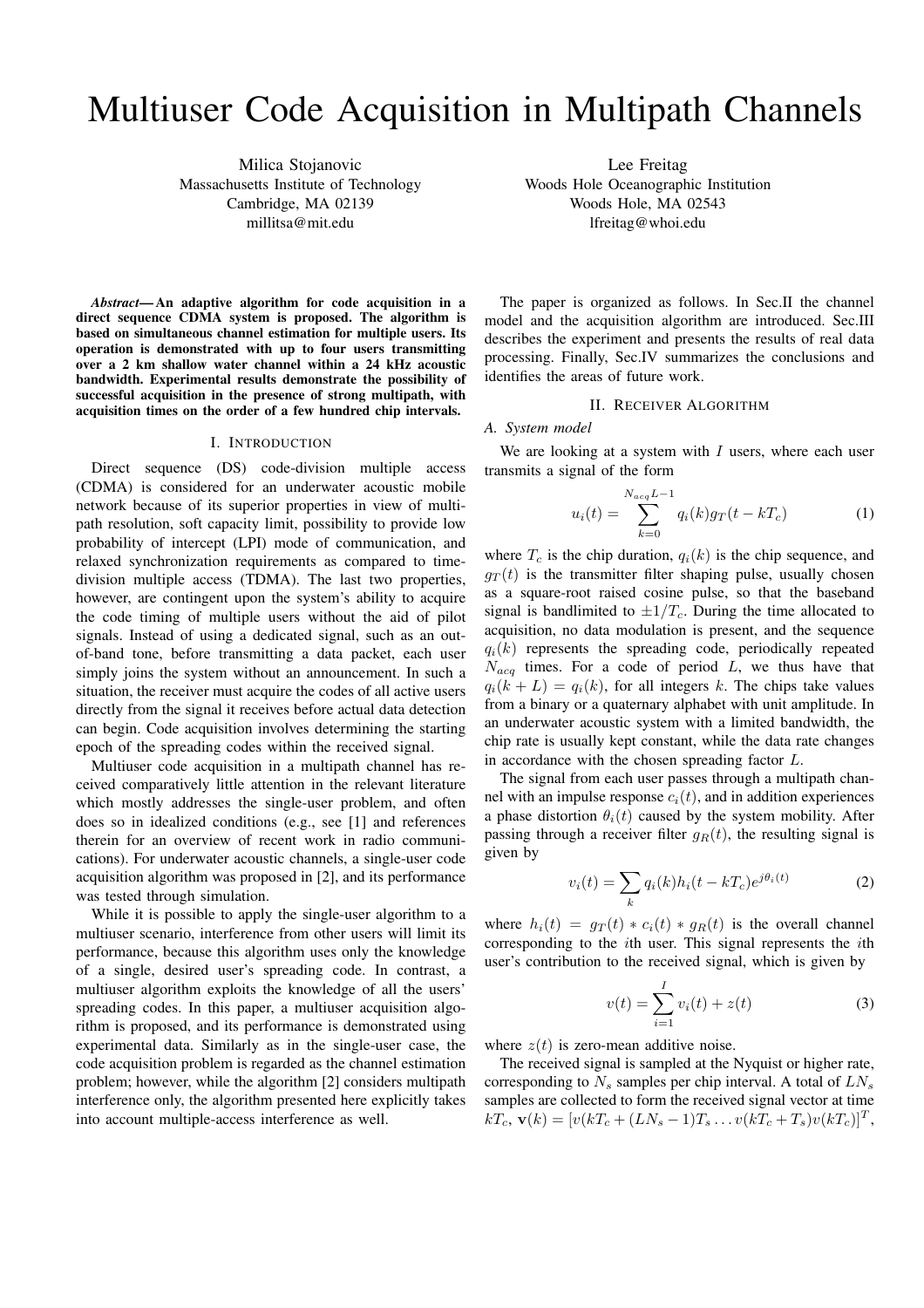# Multiuser Code Acquisition in Multipath Channels

Milica Stojanovic
Massachusetts Institute of Technology
Cambridge, MA 02139
millitsa@mit.edu

Lee Freitag
Woods Hole Oceanographic Institution
Woods Hole, MA 02543
lfreitag@whoi.edu

***Abstract*— An adaptive algorithm for code acquisition in a direct sequence CDMA system is proposed. The algorithm is based on simultaneous channel estimation for multiple users. Its operation is demonstrated with up to four users transmitting over a 2 km shallow water channel within a 24 kHz acoustic bandwidth. Experimental results demonstrate the possibility of successful acquisition in the presence of strong multipath, with acquisition times on the order of a few hundred chip intervals.**

## I. Introduction

Direct sequence (DS) code-division multiple access (CDMA) is considered for an underwater acoustic mobile network because of its superior properties in view of multipath resolution, soft capacity limit, possibility to provide low probability of intercept (LPI) mode of communication, and relaxed synchronization requirements as compared to time-division multiple access (TDMA). The last two properties, however, are contingent upon the system's ability to acquire the code timing of multiple users without the aid of pilot signals. Instead of using a dedicated signal, such as an out-of-band tone, before transmitting a data packet, each user simply joins the system without an announcement. In such a situation, the receiver must acquire the codes of all active users directly from the signal it receives before actual data detection can begin. Code acquisition involves determining the starting epoch of the spreading codes within the received signal.

Multiuser code acquisition in a multipath channel has received comparatively little attention in the relevant literature which mostly addresses the single-user problem, and often does so in idealized conditions (e.g., see [1] and references therein for an overview of recent work in radio communications). For underwater acoustic channels, a single-user code acquisition algorithm was proposed in [2], and its performance was tested through simulation.

While it is possible to apply the single-user algorithm to a multiuser scenario, interference from other users will limit its performance, because this algorithm uses only the knowledge of a single, desired user's spreading code. In contrast, a multiuser algorithm exploits the knowledge of all the users' spreading codes. In this paper, a multiuser acquisition algorithm is proposed, and its performance is demonstrated using experimental data. Similarly as in the single-user case, the code acquisition problem is regarded as the channel estimation problem; however, while the algorithm [2] considers multipath interference only, the algorithm presented here explicitly takes into account multiple-access interference as well.

The paper is organized as follows. In Sec.II the channel model and the acquisition algorithm are introduced. Sec.III describes the experiment and presents the results of real data processing. Finally, Sec.IV summarizes the conclusions and identifies the areas of future work.

## II. Receiver Algorithm

### A. System model

We are looking at a system with $I$ users, where each user transmits a signal of the form

$$u_i(t) = \sum_{k=0}^{N_{acq}L-1} q_i(k) g_T(t-kT_c) \quad (1)$$

where $T_c$ is the chip duration, $q_i(k)$ is the chip sequence, and $g_T(t)$ is the transmitter filter shaping pulse, usually chosen as a square-root raised cosine pulse, so that the baseband signal is bandlimited to $\pm 1/T_c$. During the time allocated to acquisition, no data modulation is present, and the sequence $q_i(k)$ represents the spreading code, periodically repeated $N_{acq}$ times. For a code of period $L$, we thus have that $q_i(k+L) = q_i(k)$, for all integers $k$. The chips take values from a binary or a quaternary alphabet with unit amplitude. In an underwater acoustic system with a limited bandwidth, the chip rate is usually kept constant, while the data rate changes in accordance with the chosen spreading factor $L$.

The signal from each user passes through a multipath channel with an impulse response $c_i(t)$, and in addition experiences a phase distortion $\theta_i(t)$ caused by the system mobility. After passing through a receiver filter $g_R(t)$, the resulting signal is given by

$$v_i(t) = \sum_k q_i(k) h_i(t-kT_c) e^{j\theta_i(t)} \quad (2)$$

where $h_i(t) = g_T(t) * c_i(t) * g_R(t)$ is the overall channel corresponding to the $i$th user. This signal represents the $i$th user's contribution to the received signal, which is given by

$$v(t) = \sum_{i=1}^{I} v_i(t) + z(t) \quad (3)$$

where $z(t)$ is zero-mean additive noise.

The received signal is sampled at the Nyquist or higher rate, corresponding to $N_s$ samples per chip interval. A total of $LN_s$ samples are collected to form the received signal vector at time $kT_c$, $\mathbf{v}(k) = [v(kT_c + (LN_s-1)T_s \dots v(kT_c + T_s) v(kT_c)]^T$,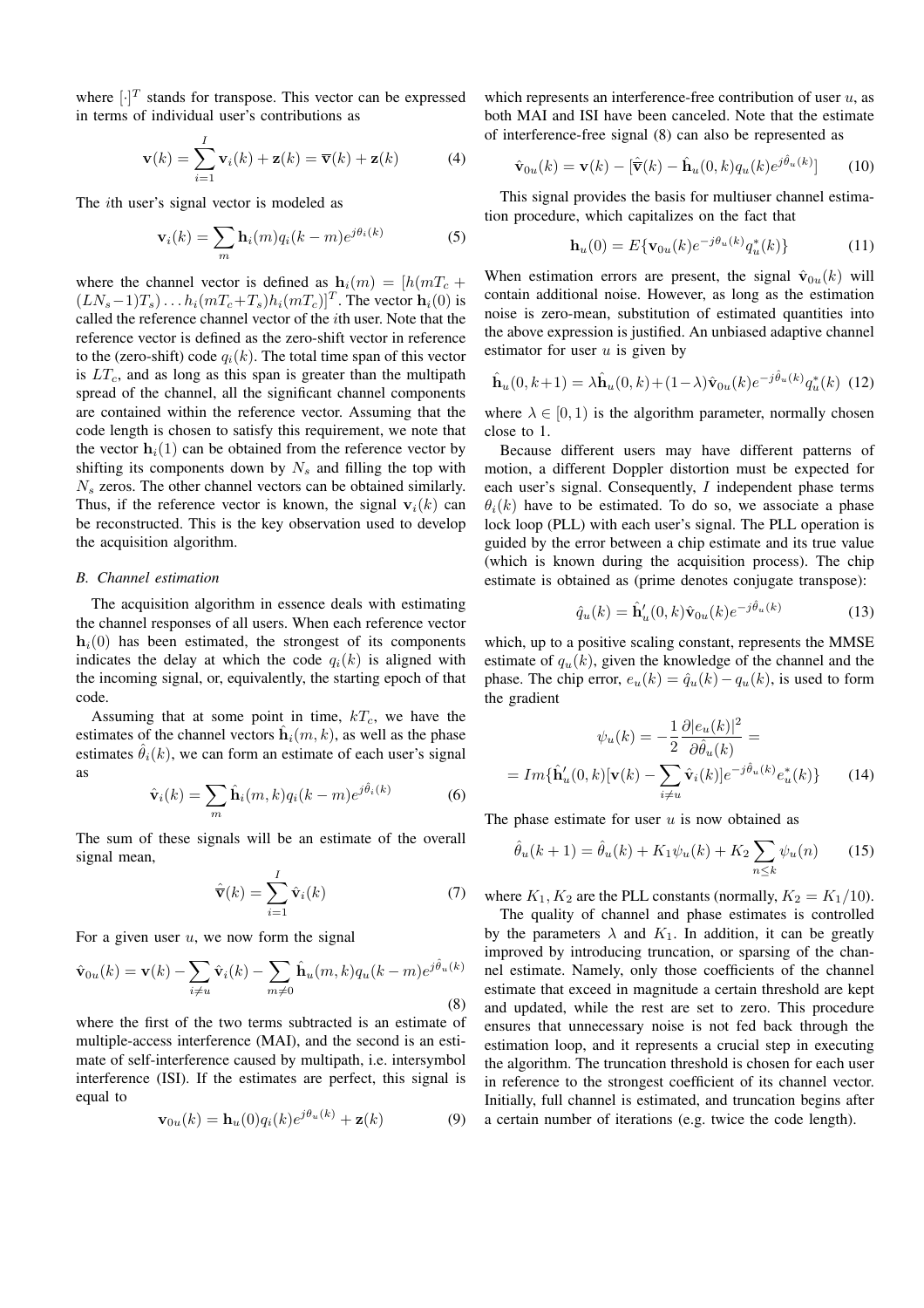where $[\cdot]^T$ stands for transpose. This vector can be expressed in terms of individual user's contributions as

$$\mathbf{v}(k) = \sum_{i=1}^{I} \mathbf{v}_i(k) + \mathbf{z}(k) = \overline{\mathbf{v}}(k) + \mathbf{z}(k) \tag{4}$$

The $i$th user's signal vector is modeled as

$$\mathbf{v}_i(k) = \sum_m \mathbf{h}_i(m) q_i(k-m) e^{j\theta_i(k)} \tag{5}$$

where the channel vector is defined as $\mathbf{h}_i(m) = [h(mT_c + (LN_s-1)T_s) \dots h_i(mT_c+T_s) h_i(mT_c)]^T$. The vector $\mathbf{h}_i(0)$ is called the reference channel vector of the $i$th user. Note that the reference vector is defined as the zero-shift vector in reference to the (zero-shift) code $q_i(k)$. The total time span of this vector is $LT_c$, and as long as this span is greater than the multipath spread of the channel, all the significant channel components are contained within the reference vector. Assuming that the code length is chosen to satisfy this requirement, we note that the vector $\mathbf{h}_i(1)$ can be obtained from the reference vector by shifting its components down by $N_s$ and filling the top with $N_s$ zeros. The other channel vectors can be obtained similarly. Thus, if the reference vector is known, the signal $\mathbf{v}_i(k)$ can be reconstructed. This is the key observation used to develop the acquisition algorithm.

### *B. Channel estimation*

The acquisition algorithm in essence deals with estimating the channel responses of all users. When each reference vector $\mathbf{h}_i(0)$ has been estimated, the strongest of its components indicates the delay at which the code $q_i(k)$ is aligned with the incoming signal, or, equivalently, the starting epoch of that code.

Assuming that at some point in time, $kT_c$, we have the estimates of the channel vectors $\hat{\mathbf{h}}_i(m,k)$, as well as the phase estimates $\hat{\theta}_i(k)$, we can form an estimate of each user's signal as

$$\hat{\mathbf{v}}_i(k) = \sum_m \hat{\mathbf{h}}_i(m,k) q_i(k-m) e^{j\hat{\theta}_i(k)} \tag{6}$$

The sum of these signals will be an estimate of the overall signal mean,

$$\hat{\overline{\mathbf{v}}}(k) = \sum_{i=1}^{I} \hat{\mathbf{v}}_i(k) \tag{7}$$

For a given user $u$, we now form the signal

$$\hat{\mathbf{v}}_{0u}(k) = \mathbf{v}(k) - \sum_{i \neq u} \hat{\mathbf{v}}_i(k) - \sum_{m \neq 0} \hat{\mathbf{h}}_u(m,k) q_u(k-m) e^{j\hat{\theta}_u(k)} \tag{8}$$

where the first of the two terms subtracted is an estimate of multiple-access interference (MAI), and the second is an estimate of self-interference caused by multipath, i.e. intersymbol interference (ISI). If the estimates are perfect, this signal is equal to

$$\mathbf{v}_{0u}(k) = \mathbf{h}_u(0) q_i(k) e^{j\theta_u(k)} + \mathbf{z}(k) \tag{9}$$

which represents an interference-free contribution of user $u$, as both MAI and ISI have been canceled. Note that the estimate of interference-free signal (8) can also be represented as

$$\hat{\mathbf{v}}_{0u}(k) = \mathbf{v}(k) - [\hat{\overline{\mathbf{v}}}(k) - \hat{\mathbf{h}}_u(0,k) q_u(k) e^{j\hat{\theta}_u(k)}] \tag{10}$$

This signal provides the basis for multiuser channel estimation procedure, which capitalizes on the fact that

$$\mathbf{h}_u(0) = E\{\mathbf{v}_{0u}(k) e^{-j\theta_u(k)} q_u^*(k)\} \tag{11}$$

When estimation errors are present, the signal $\hat{\mathbf{v}}_{0u}(k)$ will contain additional noise. However, as long as the estimation noise is zero-mean, substitution of estimated quantities into the above expression is justified. An unbiased adaptive channel estimator for user $u$ is given by

$$\hat{\mathbf{h}}_u(0,k+1) = \lambda \hat{\mathbf{h}}_u(0,k) + (1-\lambda) \hat{\mathbf{v}}_{0u}(k) e^{-j\hat{\theta}_u(k)} q_u^*(k) \tag{12}$$

where $\lambda \in [0,1)$ is the algorithm parameter, normally chosen close to 1.

Because different users may have different patterns of motion, a different Doppler distortion must be expected for each user's signal. Consequently, $I$ independent phase terms $\theta_i(k)$ have to be estimated. To do so, we associate a phase lock loop (PLL) with each user's signal. The PLL operation is guided by the error between a chip estimate and its true value (which is known during the acquisition process). The chip estimate is obtained as (prime denotes conjugate transpose):

$$\hat{q}_u(k) = \hat{\mathbf{h}}_u'(0,k) \hat{\mathbf{v}}_{0u}(k) e^{-j\hat{\theta}_u(k)} \tag{13}$$

which, up to a positive scaling constant, represents the MMSE estimate of $q_u(k)$, given the knowledge of the channel and the phase. The chip error, $e_u(k) = \hat{q}_u(k) - q_u(k)$, is used to form the gradient

$$\begin{aligned} \psi_u(k) &= -\frac{1}{2} \frac{\partial |e_u(k)|^2}{\partial \hat{\theta}_u(k)} = \\ &= Im\{\hat{\mathbf{h}}_u'(0,k)[\mathbf{v}(k) - \sum_{i \neq u} \hat{\mathbf{v}}_i(k)] e^{-j\hat{\theta}_u(k)} e_u^*(k)\} \end{aligned} \tag{14}$$

The phase estimate for user $u$ is now obtained as

$$\hat{\theta}_u(k+1) = \hat{\theta}_u(k) + K_1 \psi_u(k) + K_2 \sum_{n \leq k} \psi_u(n) \tag{15}$$

where $K_1, K_2$ are the PLL constants (normally, $K_2 = K_1/10$).

The quality of channel and phase estimates is controlled by the parameters $\lambda$ and $K_1$. In addition, it can be greatly improved by introducing truncation, or sparsing of the channel estimate. Namely, only those coefficients of the channel estimate that exceed in magnitude a certain threshold are kept and updated, while the rest are set to zero. This procedure ensures that unnecessary noise is not fed back through the estimation loop, and it represents a crucial step in executing the algorithm. The truncation threshold is chosen for each user in reference to the strongest coefficient of its channel vector. Initially, full channel is estimated, and truncation begins after a certain number of iterations (e.g. twice the code length).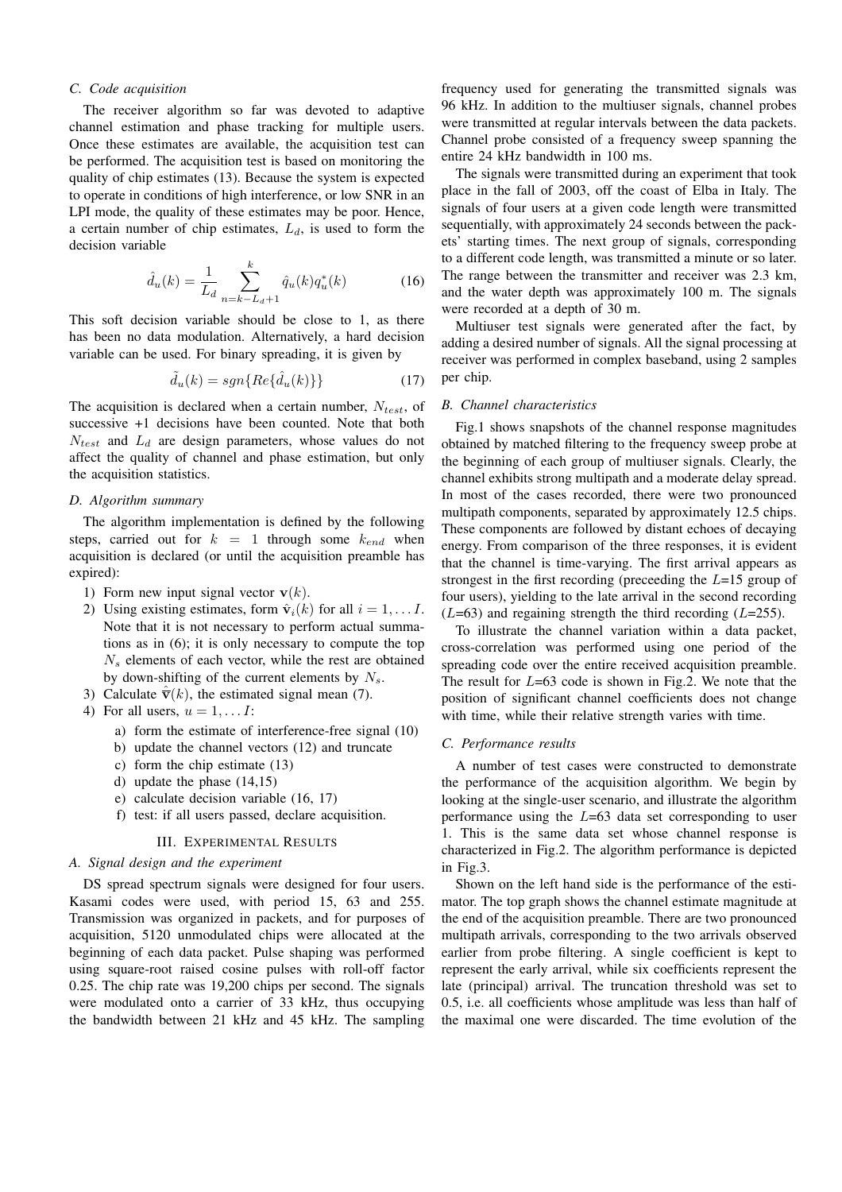### C. Code acquisition

The receiver algorithm so far was devoted to adaptive channel estimation and phase tracking for multiple users. Once these estimates are available, the acquisition test can be performed. The acquisition test is based on monitoring the quality of chip estimates (13). Because the system is expected to operate in conditions of high interference, or low SNR in an LPI mode, the quality of these estimates may be poor. Hence, a certain number of chip estimates, $L_d$, is used to form the decision variable

$$\hat{d}_u(k) = \frac{1}{L_d} \sum_{n=k-L_d+1}^{k} \hat{q}_u(k) q_u^*(k) \tag{16}$$

This soft decision variable should be close to 1, as there has been no data modulation. Alternatively, a hard decision variable can be used. For binary spreading, it is given by

$$\tilde{d}_u(k) = sgn\{Re\{\hat{d}_u(k)\}\} \tag{17}$$

The acquisition is declared when a certain number, $N_{test}$, of successive +1 decisions have been counted. Note that both $N_{test}$ and $L_d$ are design parameters, whose values do not affect the quality of channel and phase estimation, but only the acquisition statistics.

### D. Algorithm summary

The algorithm implementation is defined by the following steps, carried out for $k = 1$ through some $k_{end}$ when acquisition is declared (or until the acquisition preamble has expired):

1) Form new input signal vector $\mathbf{v}(k)$.
2) Using existing estimates, form $\hat{\mathbf{v}}_i(k)$ for all $i = 1, \ldots I$. Note that it is not necessary to perform actual summations as in (6); it is only necessary to compute the top $N_s$ elements of each vector, while the rest are obtained by down-shifting of the current elements by $N_s$.
3) Calculate $\hat{\bar{\mathbf{v}}}(k)$, the estimated signal mean (7).
4) For all users, $u = 1, \ldots I$:
   a) form the estimate of interference-free signal (10)
   b) update the channel vectors (12) and truncate
   c) form the chip estimate (13)
   d) update the phase (14,15)
   e) calculate decision variable (16, 17)
   f) test: if all users passed, declare acquisition.

## III. Experimental Results

### A. Signal design and the experiment

DS spread spectrum signals were designed for four users. Kasami codes were used, with period 15, 63 and 255. Transmission was organized in packets, and for purposes of acquisition, 5120 unmodulated chips were allocated at the beginning of each data packet. Pulse shaping was performed using square-root raised cosine pulses with roll-off factor 0.25. The chip rate was 19,200 chips per second. The signals were modulated onto a carrier of 33 kHz, thus occupying the bandwidth between 21 kHz and 45 kHz. The sampling frequency used for generating the transmitted signals was 96 kHz. In addition to the multiuser signals, channel probes were transmitted at regular intervals between the data packets. Channel probe consisted of a frequency sweep spanning the entire 24 kHz bandwidth in 100 ms.

The signals were transmitted during an experiment that took place in the fall of 2003, off the coast of Elba in Italy. The signals of four users at a given code length were transmitted sequentially, with approximately 24 seconds between the packets' starting times. The next group of signals, corresponding to a different code length, was transmitted a minute or so later. The range between the transmitter and receiver was 2.3 km, and the water depth was approximately 100 m. The signals were recorded at a depth of 30 m.

Multiuser test signals were generated after the fact, by adding a desired number of signals. All the signal processing at receiver was performed in complex baseband, using 2 samples per chip.

### B. Channel characteristics

Fig.1 shows snapshots of the channel response magnitudes obtained by matched filtering to the frequency sweep probe at the beginning of each group of multiuser signals. Clearly, the channel exhibits strong multipath and a moderate delay spread. In most of the cases recorded, there were two pronounced multipath components, separated by approximately 12.5 chips. These components are followed by distant echoes of decaying energy. From comparison of the three responses, it is evident that the channel is time-varying. The first arrival appears as strongest in the first recording (preceeding the $L$=15 group of four users), yielding to the late arrival in the second recording ($L$=63) and regaining strength the third recording ($L$=255).

To illustrate the channel variation within a data packet, cross-correlation was performed using one period of the spreading code over the entire received acquisition preamble. The result for $L$=63 code is shown in Fig.2. We note that the position of significant channel coefficients does not change with time, while their relative strength varies with time.

### C. Performance results

A number of test cases were constructed to demonstrate the performance of the acquisition algorithm. We begin by looking at the single-user scenario, and illustrate the algorithm performance using the $L$=63 data set corresponding to user 1. This is the same data set whose channel response is characterized in Fig.2. The algorithm performance is depicted in Fig.3.

Shown on the left hand side is the performance of the estimator. The top graph shows the channel estimate magnitude at the end of the acquisition preamble. There are two pronounced multipath arrivals, corresponding to the two arrivals observed earlier from probe filtering. A single coefficient is kept to represent the early arrival, while six coefficients represent the late (principal) arrival. The truncation threshold was set to 0.5, i.e. all coefficients whose amplitude was less than half of the maximal one were discarded. The time evolution of the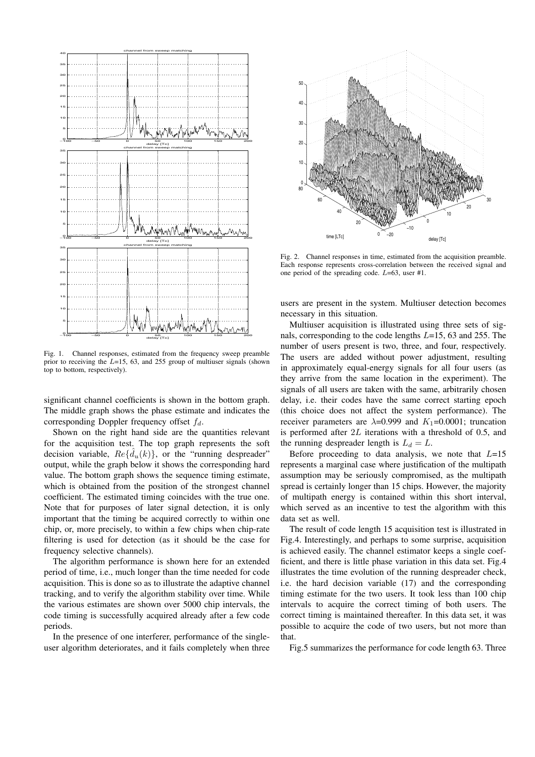Fig. 1. Channel responses, estimated from the frequency sweep preamble prior to receiving the $L$=15, 63, and 255 group of multiuser signals (shown top to bottom, respectively).

Fig. 2. Channel responses in time, estimated from the acquisition preamble. Each response represents cross-correlation between the received signal and one period of the spreading code. $L$=63, user #1.

significant channel coefficients is shown in the bottom graph. The middle graph shows the phase estimate and indicates the corresponding Doppler frequency offset $f_d$.

Shown on the right hand side are the quantities relevant for the acquisition test. The top graph represents the soft decision variable, $Re\{\hat{d}_u(k)\}$, or the "running despreader" output, while the graph below it shows the corresponding hard value. The bottom graph shows the sequence timing estimate, which is obtained from the position of the strongest channel coefficient. The estimated timing coincides with the true one. Note that for purposes of later signal detection, it is only important that the timing be acquired correctly to within one chip, or, more precisely, to within a few chips when chip-rate filtering is used for detection (as it should be the case for frequency selective channels).

The algorithm performance is shown here for an extended period of time, i.e., much longer than the time needed for code acquisition. This is done so as to illustrate the adaptive channel tracking, and to verify the algorithm stability over time. While the various estimates are shown over 5000 chip intervals, the code timing is successfully acquired already after a few code periods.

In the presence of one interferer, performance of the single-user algorithm deteriorates, and it fails completely when three users are present in the system. Multiuser detection becomes necessary in this situation.

Multiuser acquisition is illustrated using three sets of signals, corresponding to the code lengths $L$=15, 63 and 255. The number of users present is two, three, and four, respectively. The users are added without power adjustment, resulting in approximately equal-energy signals for all four users (as they arrive from the same location in the experiment). The signals of all users are taken with the same, arbitrarily chosen delay, i.e. their codes have the same correct starting epoch (this choice does not affect the system performance). The receiver parameters are $\lambda$=0.999 and $K_1$=0.0001; truncation is performed after $2L$ iterations with a threshold of 0.5, and the running despreader length is $L_d = L$.

Before proceeding to data analysis, we note that $L$=15 represents a marginal case where justification of the multipath assumption may be seriously compromised, as the multipath spread is certainly longer than 15 chips. However, the majority of multipath energy is contained within this short interval, which served as an incentive to test the algorithm with this data set as well.

The result of code length 15 acquisition test is illustrated in Fig.4. Interestingly, and perhaps to some surprise, acquisition is achieved easily. The channel estimator keeps a single coefficient, and there is little phase variation in this data set. Fig.4 illustrates the time evolution of the running despreader check, i.e. the hard decision variable (17) and the corresponding timing estimate for the two users. It took less than 100 chip intervals to acquire the correct timing of both users. The correct timing is maintained thereafter. In this data set, it was possible to acquire the code of two users, but not more than that.

Fig.5 summarizes the performance for code length 63. Three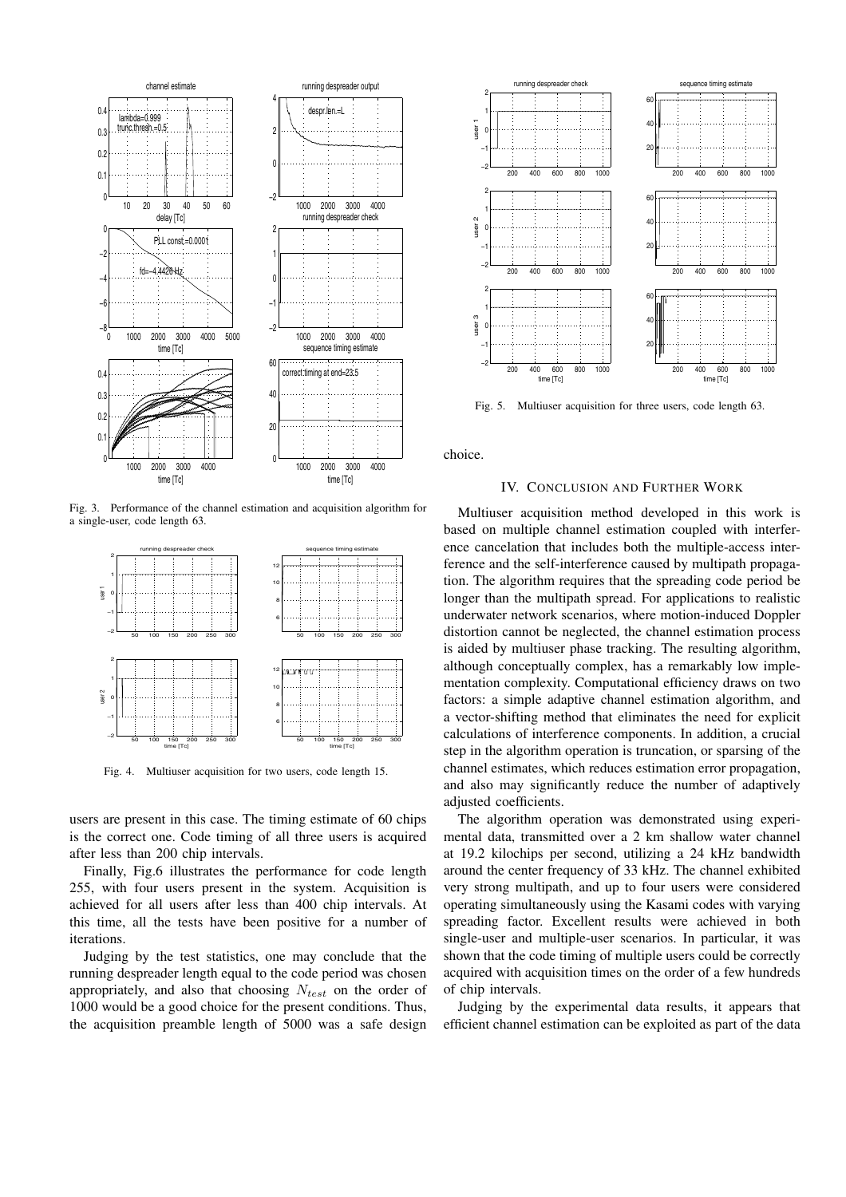Fig. 3. Performance of the channel estimation and acquisition algorithm for a single-user, code length 63.

Fig. 4. Multiuser acquisition for two users, code length 15.

users are present in this case. The timing estimate of 60 chips is the correct one. Code timing of all three users is acquired after less than 200 chip intervals.

Finally, Fig.6 illustrates the performance for code length 255, with four users present in the system. Acquisition is achieved for all users after less than 400 chip intervals. At this time, all the tests have been positive for a number of iterations.

Judging by the test statistics, one may conclude that the running despreader length equal to the code period was chosen appropriately, and also that choosing $N_{test}$ on the order of 1000 would be a good choice for the present conditions. Thus, the acquisition preamble length of 5000 was a safe design choice.

Fig. 5. Multiuser acquisition for three users, code length 63.

## IV. Conclusion and Further Work

Multiuser acquisition method developed in this work is based on multiple channel estimation coupled with interference cancelation that includes both the multiple-access interference and the self-interference caused by multipath propagation. The algorithm requires that the spreading code period be longer than the multipath spread. For applications to realistic underwater network scenarios, where motion-induced Doppler distortion cannot be neglected, the channel estimation process is aided by multiuser phase tracking. The resulting algorithm, although conceptually complex, has a remarkably low implementation complexity. Computational efficiency draws on two factors: a simple adaptive channel estimation algorithm, and a vector-shifting method that eliminates the need for explicit calculations of interference components. In addition, a crucial step in the algorithm operation is truncation, or sparsing of the channel estimates, which reduces estimation error propagation, and also may significantly reduce the number of adaptively adjusted coefficients.

The algorithm operation was demonstrated using experimental data, transmitted over a 2 km shallow water channel at 19.2 kilochips per second, utilizing a 24 kHz bandwidth around the center frequency of 33 kHz. The channel exhibited very strong multipath, and up to four users were considered operating simultaneously using the Kasami codes with varying spreading factor. Excellent results were achieved in both single-user and multiple-user scenarios. In particular, it was shown that the code timing of multiple users could be correctly acquired with acquisition times on the order of a few hundreds of chip intervals.

Judging by the experimental data results, it appears that efficient channel estimation can be exploited as part of the data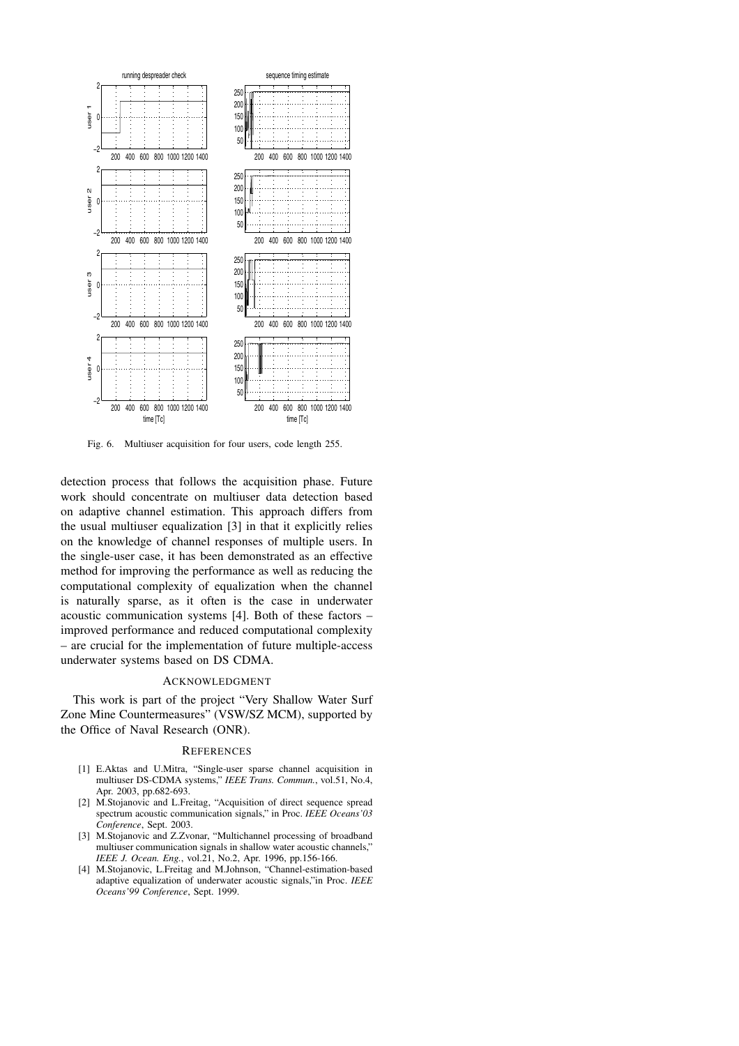running despreader check

sequence timing estimate

user 1

2
0
−2

200 400 600 800 1000 1200 1400

250
200
150
100
50

200 400 600 800 1000 1200 1400

user 2

2
0
−2

200 400 600 800 1000 1200 1400

250
200
150
100
50

200 400 600 800 1000 1200 1400

user 3

2
0
−2

200 400 600 800 1000 1200 1400

250
200
150
100
50

200 400 600 800 1000 1200 1400

user 4

2
0
−2

200 400 600 800 1000 1200 1400

time [Tc]

250
200
150
100
50

200 400 600 800 1000 1200 1400

time [Tc]

Fig. 6. Multiuser acquisition for four users, code length 255.

detection process that follows the acquisition phase. Future work should concentrate on multiuser data detection based on adaptive channel estimation. This approach differs from the usual multiuser equalization [3] in that it explicitly relies on the knowledge of channel responses of multiple users. In the single-user case, it has been demonstrated as an effective method for improving the performance as well as reducing the computational complexity of equalization when the channel is naturally sparse, as it often is the case in underwater acoustic communication systems [4]. Both of these factors – improved performance and reduced computational complexity – are crucial for the implementation of future multiple-access underwater systems based on DS CDMA.

## ACKNOWLEDGMENT

This work is part of the project "Very Shallow Water Surf Zone Mine Countermeasures" (VSW/SZ MCM), supported by the Office of Naval Research (ONR).

## REFERENCES

[1] E.Aktas and U.Mitra, "Single-user sparse channel acquisition in multiuser DS-CDMA systems," *IEEE Trans. Commun.*, vol.51, No.4, Apr. 2003, pp.682-693.

[2] M.Stojanovic and L.Freitag, "Acquisition of direct sequence spread spectrum acoustic communication signals," in Proc. *IEEE Oceans'03 Conference*, Sept. 2003.

[3] M.Stojanovic and Z.Zvonar, "Multichannel processing of broadband multiuser communication signals in shallow water acoustic channels," *IEEE J. Ocean. Eng.*, vol.21, No.2, Apr. 1996, pp.156-166.

[4] M.Stojanovic, L.Freitag and M.Johnson, "Channel-estimation-based adaptive equalization of underwater acoustic signals,"in Proc. *IEEE Oceans'99 Conference*, Sept. 1999.